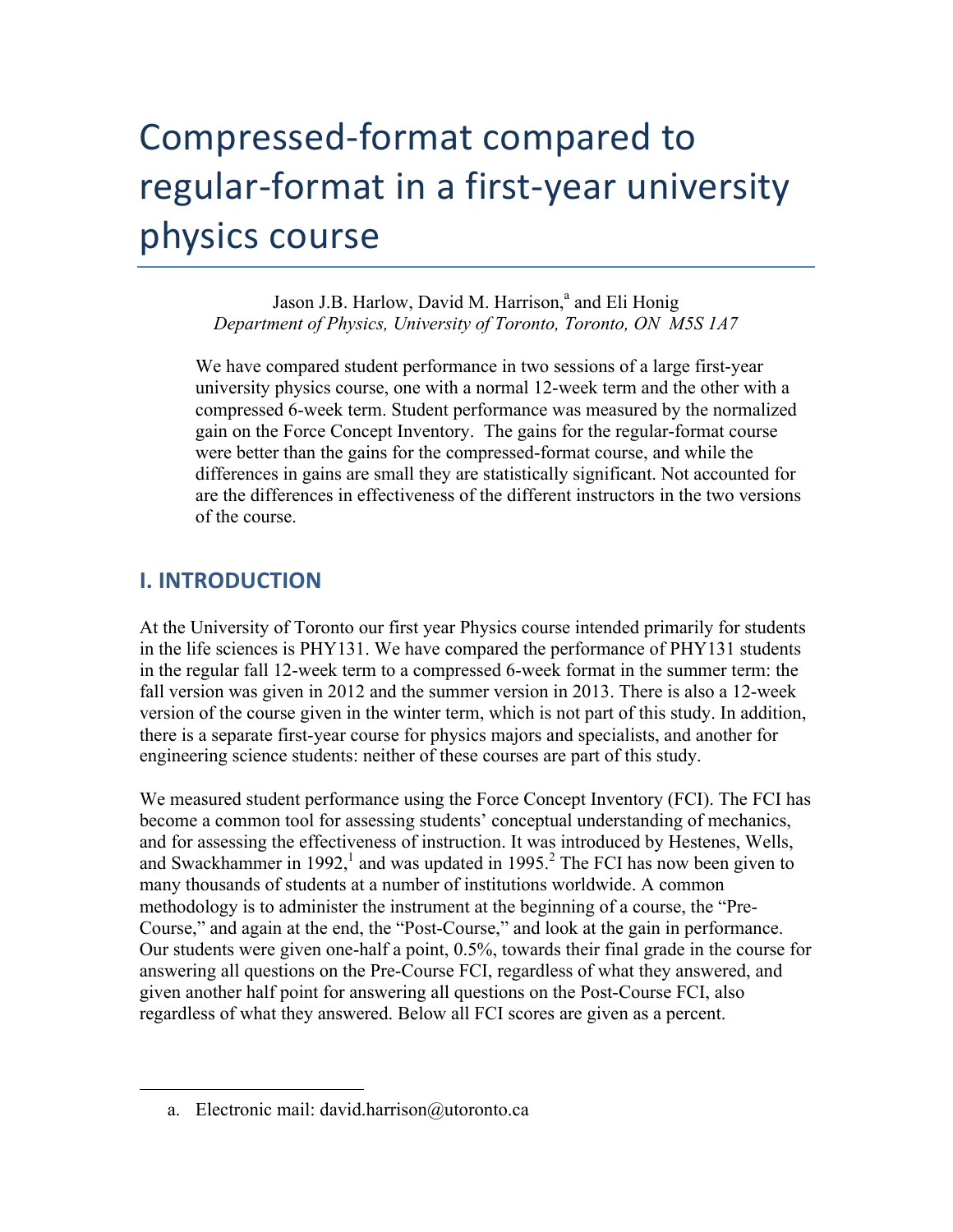# Compressed-format compared to regular-format in a first-year university physics course

Jason J.B. Harlow, David M. Harrison,[a] and Eli Honig
*Department of Physics, University of Toronto, Toronto, ON M5S 1A7*

We have compared student performance in two sessions of a large first-year university physics course, one with a normal 12-week term and the other with a compressed 6-week term. Student performance was measured by the normalized gain on the Force Concept Inventory. The gains for the regular-format course were better than the gains for the compressed-format course, and while the differences in gains are small they are statistically significant. Not accounted for are the differences in effectiveness of the different instructors in the two versions of the course.

## I. INTRODUCTION

At the University of Toronto our first year Physics course intended primarily for students in the life sciences is PHY131. We have compared the performance of PHY131 students in the regular fall 12-week term to a compressed 6-week format in the summer term: the fall version was given in 2012 and the summer version in 2013. There is also a 12-week version of the course given in the winter term, which is not part of this study. In addition, there is a separate first-year course for physics majors and specialists, and another for engineering science students: neither of these courses are part of this study.

We measured student performance using the Force Concept Inventory (FCI). The FCI has become a common tool for assessing students' conceptual understanding of mechanics, and for assessing the effectiveness of instruction. It was introduced by Hestenes, Wells, and Swackhammer in 1992,[1] and was updated in 1995.[2] The FCI has now been given to many thousands of students at a number of institutions worldwide. A common methodology is to administer the instrument at the beginning of a course, the "Pre-Course," and again at the end, the "Post-Course," and look at the gain in performance. Our students were given one-half a point, 0.5%, towards their final grade in the course for answering all questions on the Pre-Course FCI, regardless of what they answered, and given another half point for answering all questions on the Post-Course FCI, also regardless of what they answered. Below all FCI scores are given as a percent.

---

a. Electronic mail: david.harrison@utoronto.ca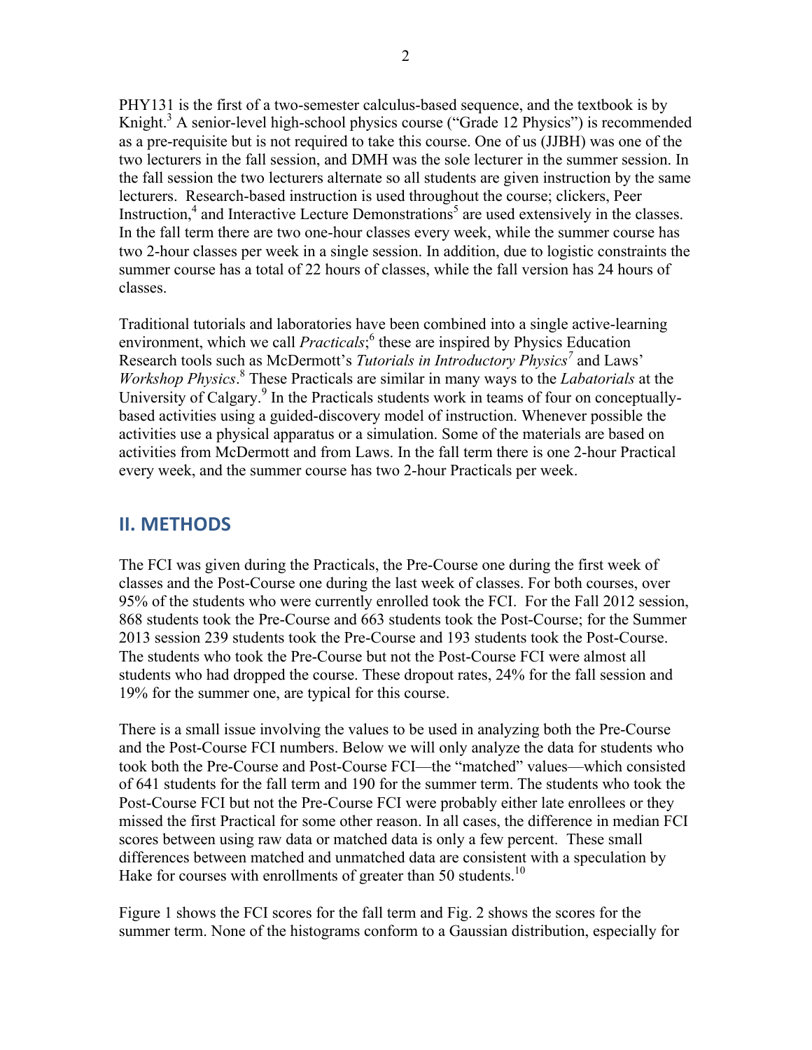PHY131 is the first of a two-semester calculus-based sequence, and the textbook is by Knight.[3] A senior-level high-school physics course ("Grade 12 Physics") is recommended as a pre-requisite but is not required to take this course. One of us (JJBH) was one of the two lecturers in the fall session, and DMH was the sole lecturer in the summer session. In the fall session the two lecturers alternate so all students are given instruction by the same lecturers. Research-based instruction is used throughout the course; clickers, Peer Instruction,[4] and Interactive Lecture Demonstrations[5] are used extensively in the classes. In the fall term there are two one-hour classes every week, while the summer course has two 2-hour classes per week in a single session. In addition, due to logistic constraints the summer course has a total of 22 hours of classes, while the fall version has 24 hours of classes.

Traditional tutorials and laboratories have been combined into a single active-learning environment, which we call *Practicals*;[6] these are inspired by Physics Education Research tools such as McDermott's *Tutorials in Introductory Physics*[7] and Laws' *Workshop Physics*.[8] These Practicals are similar in many ways to the *Labatorials* at the University of Calgary.[9] In the Practicals students work in teams of four on conceptually-based activities using a guided-discovery model of instruction. Whenever possible the activities use a physical apparatus or a simulation. Some of the materials are based on activities from McDermott and from Laws. In the fall term there is one 2-hour Practical every week, and the summer course has two 2-hour Practicals per week.

## II. METHODS

The FCI was given during the Practicals, the Pre-Course one during the first week of classes and the Post-Course one during the last week of classes. For both courses, over 95% of the students who were currently enrolled took the FCI. For the Fall 2012 session, 868 students took the Pre-Course and 663 students took the Post-Course; for the Summer 2013 session 239 students took the Pre-Course and 193 students took the Post-Course. The students who took the Pre-Course but not the Post-Course FCI were almost all students who had dropped the course. These dropout rates, 24% for the fall session and 19% for the summer one, are typical for this course.

There is a small issue involving the values to be used in analyzing both the Pre-Course and the Post-Course FCI numbers. Below we will only analyze the data for students who took both the Pre-Course and Post-Course FCI—the "matched" values—which consisted of 641 students for the fall term and 190 for the summer term. The students who took the Post-Course FCI but not the Pre-Course FCI were probably either late enrollees or they missed the first Practical for some other reason. In all cases, the difference in median FCI scores between using raw data or matched data is only a few percent. These small differences between matched and unmatched data are consistent with a speculation by Hake for courses with enrollments of greater than 50 students.[10]

Figure 1 shows the FCI scores for the fall term and Fig. 2 shows the scores for the summer term. None of the histograms conform to a Gaussian distribution, especially for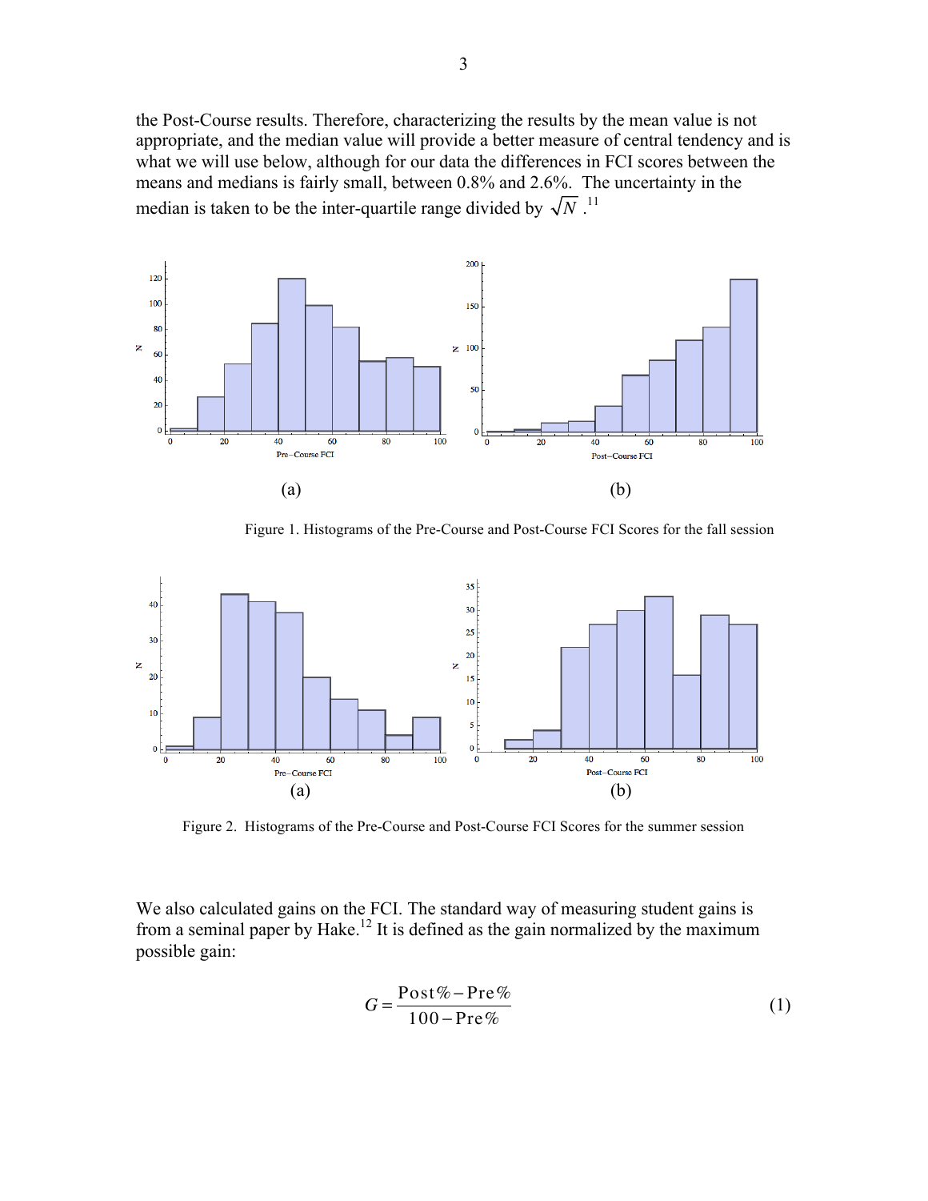the Post-Course results. Therefore, characterizing the results by the mean value is not appropriate, and the median value will provide a better measure of central tendency and is what we will use below, although for our data the differences in FCI scores between the means and medians is fairly small, between 0.8% and 2.6%. The uncertainty in the median is taken to be the inter-quartile range divided by $\sqrt{N}$.[11]

Figure 1. Histograms of the Pre-Course and Post-Course FCI Scores for the fall session

Figure 2. Histograms of the Pre-Course and Post-Course FCI Scores for the summer session

We also calculated gains on the FCI. The standard way of measuring student gains is from a seminal paper by Hake.[12] It is defined as the gain normalized by the maximum possible gain:

$$G = \frac{\text{Post\%} - \text{Pre\%}}{100 - \text{Pre\%}} \tag{1}$$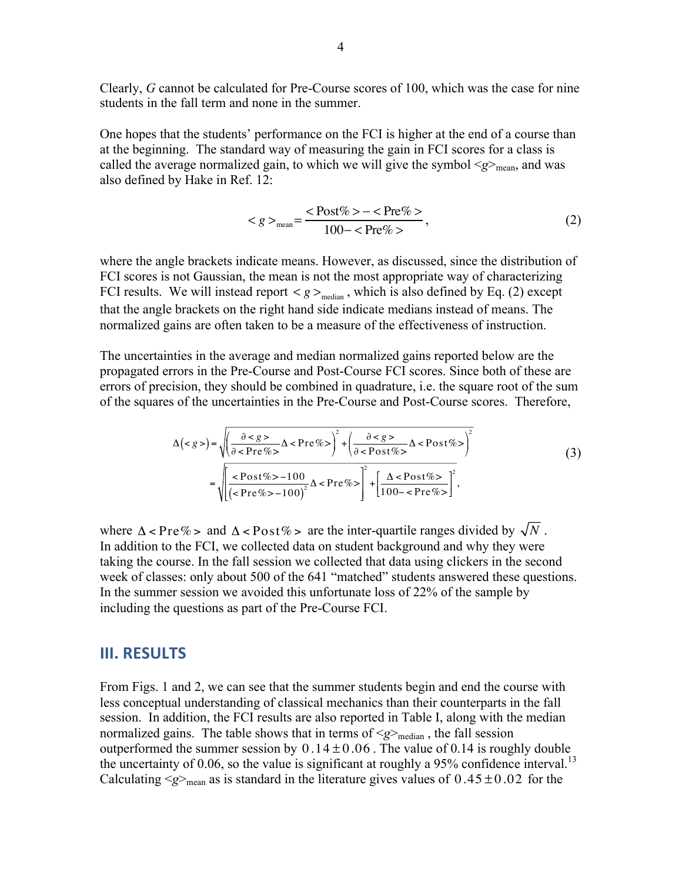Clearly, $G$ cannot be calculated for Pre-Course scores of 100, which was the case for nine students in the fall term and none in the summer.

One hopes that the students' performance on the FCI is higher at the end of a course than at the beginning. The standard way of measuring the gain in FCI scores for a class is called the average normalized gain, to which we will give the symbol $<g>_{\text{mean}}$, and was also defined by Hake in Ref. 12:

$$<g>_{\text{mean}} = \frac{<\text{Post\%}> - <\text{Pre\%}>}{100 - <\text{Pre\%}>}, \tag{2}$$

where the angle brackets indicate means. However, as discussed, since the distribution of FCI scores is not Gaussian, the mean is not the most appropriate way of characterizing FCI results. We will instead report $<g>_{\text{median}}$, which is also defined by Eq. (2) except that the angle brackets on the right hand side indicate medians instead of means. The normalized gains are often taken to be a measure of the effectiveness of instruction.

The uncertainties in the average and median normalized gains reported below are the propagated errors in the Pre-Course and Post-Course FCI scores. Since both of these are errors of precision, they should be combined in quadrature, i.e. the square root of the sum of the squares of the uncertainties in the Pre-Course and Post-Course scores. Therefore,

$$\begin{aligned}\Delta(<g>) &= \sqrt{\left(\frac{\partial <g>}{\partial <\text{Pre\%}>}\Delta <\text{Pre\%}>\right)^2 + \left(\frac{\partial <g>}{\partial <\text{Post\%}>}\Delta <\text{Post\%}>\right)^2} \\ &= \sqrt{\left[\frac{<\text{Post\%}> - 100}{(<\text{Pre\%}> - 100)^2}\Delta <\text{Pre\%}>\right]^2 + \left[\frac{\Delta <\text{Post\%}>}{100 - <\text{Pre\%}>}\right]^2},\end{aligned} \tag{3}$$

where $\Delta <\text{Pre\%}>$ and $\Delta <\text{Post\%}>$ are the inter-quartile ranges divided by $\sqrt{N}$.
In addition to the FCI, we collected data on student background and why they were taking the course. In the fall session we collected that data using clickers in the second week of classes: only about 500 of the 641 "matched" students answered these questions. In the summer session we avoided this unfortunate loss of 22% of the sample by including the questions as part of the Pre-Course FCI.

## III. RESULTS

From Figs. 1 and 2, we can see that the summer students begin and end the course with less conceptual understanding of classical mechanics than their counterparts in the fall session. In addition, the FCI results are also reported in Table I, along with the median normalized gains. The table shows that in terms of $<g>_{\text{median}}$, the fall session outperformed the summer session by $0.14 \pm 0.06$. The value of 0.14 is roughly double the uncertainty of 0.06, so the value is significant at roughly a 95% confidence interval.[13] Calculating $<g>_{\text{mean}}$ as is standard in the literature gives values of $0.45 \pm 0.02$ for the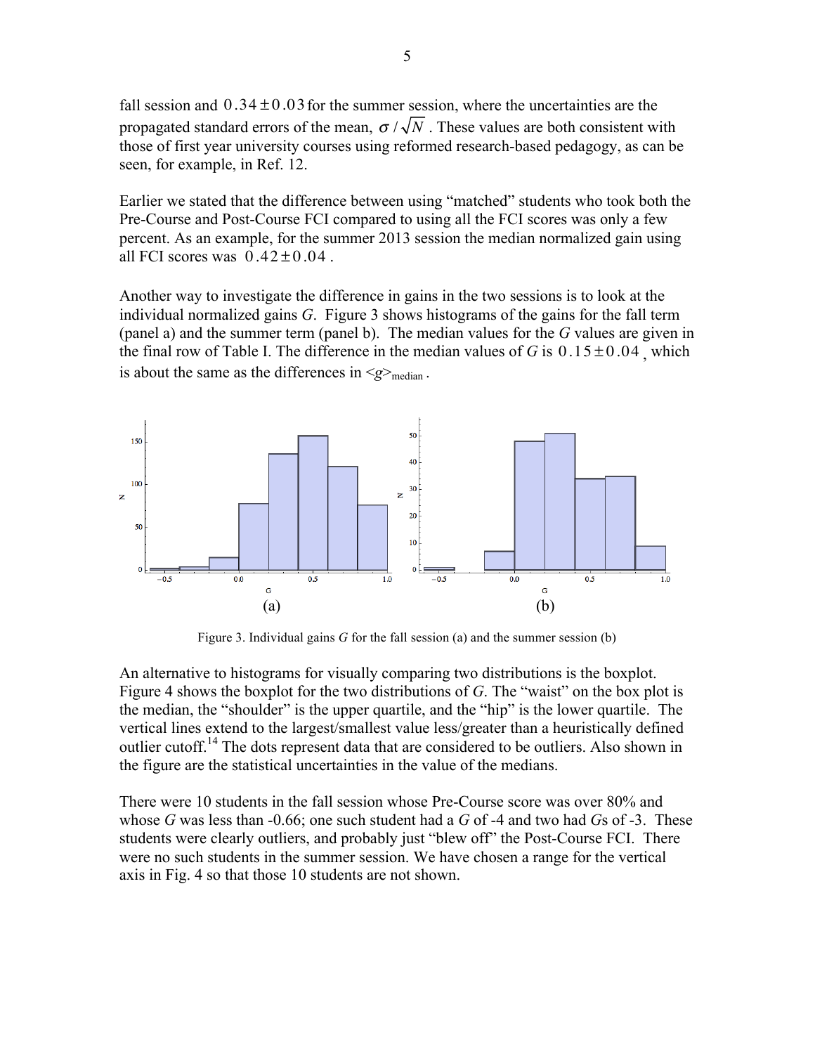fall session and $0.34 \pm 0.03$ for the summer session, where the uncertainties are the propagated standard errors of the mean, $\sigma / \sqrt{N}$. These values are both consistent with those of first year university courses using reformed research-based pedagogy, as can be seen, for example, in Ref. 12.

Earlier we stated that the difference between using "matched" students who took both the Pre-Course and Post-Course FCI compared to using all the FCI scores was only a few percent. As an example, for the summer 2013 session the median normalized gain using all FCI scores was $0.42 \pm 0.04$.

Another way to investigate the difference in gains in the two sessions is to look at the individual normalized gains *G*. Figure 3 shows histograms of the gains for the fall term (panel a) and the summer term (panel b). The median values for the *G* values are given in the final row of Table I. The difference in the median values of *G* is $0.15 \pm 0.04$, which is about the same as the differences in $\langle g \rangle_{median}$.

Figure 3. Individual gains *G* for the fall session (a) and the summer session (b)

An alternative to histograms for visually comparing two distributions is the boxplot. Figure 4 shows the boxplot for the two distributions of *G*. The "waist" on the box plot is the median, the "shoulder" is the upper quartile, and the "hip" is the lower quartile. The vertical lines extend to the largest/smallest value less/greater than a heuristically defined outlier cutoff.[14] The dots represent data that are considered to be outliers. Also shown in the figure are the statistical uncertainties in the value of the medians.

There were 10 students in the fall session whose Pre-Course score was over 80% and whose *G* was less than -0.66; one such student had a *G* of -4 and two had *G*s of -3. These students were clearly outliers, and probably just "blew off" the Post-Course FCI. There were no such students in the summer session. We have chosen a range for the vertical axis in Fig. 4 so that those 10 students are not shown.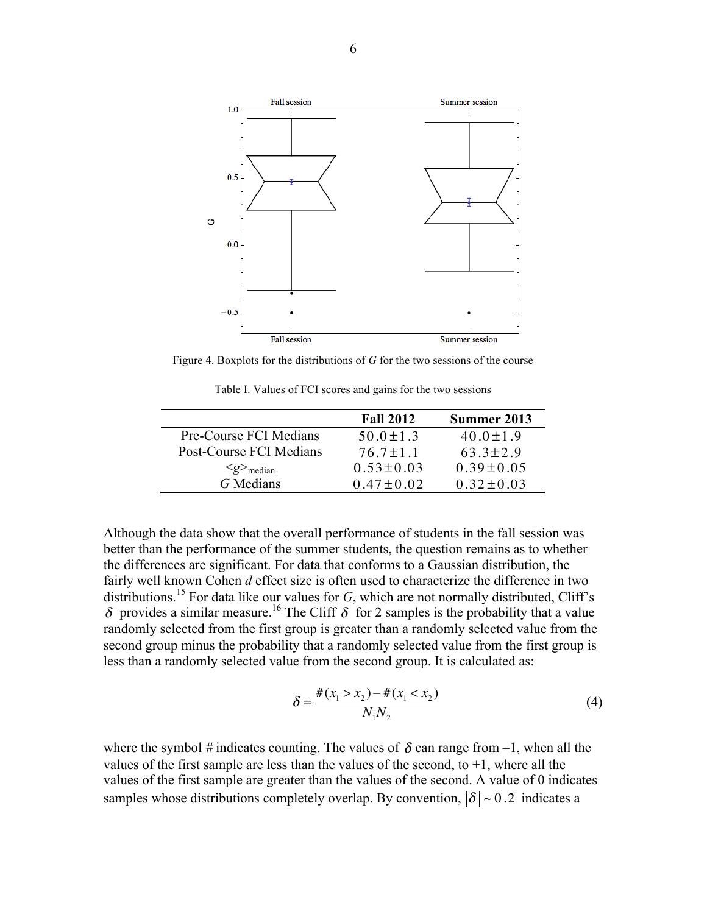Figure 4. Boxplots for the distributions of $G$ for the two sessions of the course

Table I. Values of FCI scores and gains for the two sessions

| | **Fall 2012** | **Summer 2013** |
|---|---|---|
| Pre-Course FCI Medians | $50.0 \pm 1.3$ | $40.0 \pm 1.9$ |
| Post-Course FCI Medians | $76.7 \pm 1.1$ | $63.3 \pm 2.9$ |
| $\langle g \rangle_{median}$ | $0.53 \pm 0.03$ | $0.39 \pm 0.05$ |
| $G$ Medians | $0.47 \pm 0.02$ | $0.32 \pm 0.03$ |

Although the data show that the overall performance of students in the fall session was better than the performance of the summer students, the question remains as to whether the differences are significant. For data that conforms to a Gaussian distribution, the fairly well known Cohen *d* effect size is often used to characterize the difference in two distributions.[15] For data like our values for $G$, which are not normally distributed, Cliff's $\delta$ provides a similar measure.[16] The Cliff $\delta$ for 2 samples is the probability that a value randomly selected from the first group is greater than a randomly selected value from the second group minus the probability that a randomly selected value from the first group is less than a randomly selected value from the second group. It is calculated as:

$$\delta = \frac{\#(x_1 > x_2) - \#(x_1 < x_2)}{N_1 N_2} \tag{4}$$

where the symbol # indicates counting. The values of $\delta$ can range from –1, when all the values of the first sample are less than the values of the second, to +1, where all the values of the first sample are greater than the values of the second. A value of 0 indicates samples whose distributions completely overlap. By convention, $|\delta| \sim 0.2$ indicates a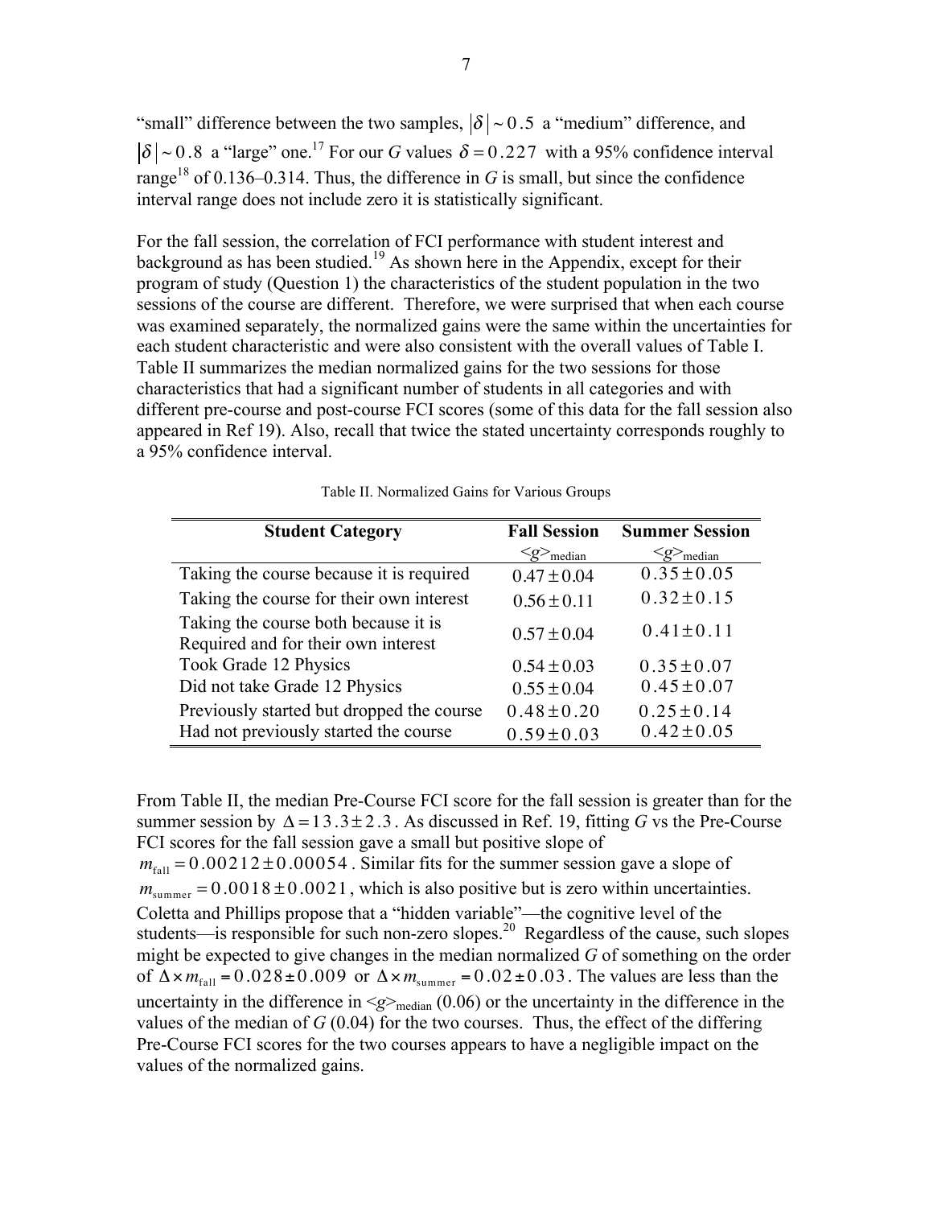"small" difference between the two samples, $|\delta| \sim 0.5$ a "medium" difference, and $|\delta| \sim 0.8$ a "large" one.[17] For our *G* values $\delta = 0.227$ with a 95% confidence interval range[18] of 0.136–0.314. Thus, the difference in *G* is small, but since the confidence interval range does not include zero it is statistically significant.

For the fall session, the correlation of FCI performance with student interest and background as has been studied.[19] As shown here in the Appendix, except for their program of study (Question 1) the characteristics of the student population in the two sessions of the course are different. Therefore, we were surprised that when each course was examined separately, the normalized gains were the same within the uncertainties for each student characteristic and were also consistent with the overall values of Table I. Table II summarizes the median normalized gains for the two sessions for those characteristics that had a significant number of students in all categories and with different pre-course and post-course FCI scores (some of this data for the fall session also appeared in Ref 19). Also, recall that twice the stated uncertainty corresponds roughly to a 95% confidence interval.

Table II. Normalized Gains for Various Groups

| Student Category | Fall Session $\langle g \rangle_{\text{median}}$ | Summer Session $\langle g \rangle_{\text{median}}$ |
|---|---|---|
| Taking the course because it is required | $0.47 \pm 0.04$ | $0.35 \pm 0.05$ |
| Taking the course for their own interest | $0.56 \pm 0.11$ | $0.32 \pm 0.15$ |
| Taking the course both because it is Required and for their own interest | $0.57 \pm 0.04$ | $0.41 \pm 0.11$ |
| Took Grade 12 Physics | $0.54 \pm 0.03$ | $0.35 \pm 0.07$ |
| Did not take Grade 12 Physics | $0.55 \pm 0.04$ | $0.45 \pm 0.07$ |
| Previously started but dropped the course | $0.48 \pm 0.20$ | $0.25 \pm 0.14$ |
| Had not previously started the course | $0.59 \pm 0.03$ | $0.42 \pm 0.05$ |

From Table II, the median Pre-Course FCI score for the fall session is greater than for the summer session by $\Delta = 13.3 \pm 2.3$. As discussed in Ref. 19, fitting *G* vs the Pre-Course FCI scores for the fall session gave a small but positive slope of $m_{\text{fall}} = 0.00212 \pm 0.00054$. Similar fits for the summer session gave a slope of $m_{\text{summer}} = 0.0018 \pm 0.0021$, which is also positive but is zero within uncertainties. Coletta and Phillips propose that a "hidden variable"—the cognitive level of the students—is responsible for such non-zero slopes.[20] Regardless of the cause, such slopes might be expected to give changes in the median normalized *G* of something on the order of $\Delta \times m_{\text{fall}} = 0.028 \pm 0.009$ or $\Delta \times m_{\text{summer}} = 0.02 \pm 0.03$. The values are less than the uncertainty in the difference in $\langle g \rangle_{\text{median}}$ (0.06) or the uncertainty in the difference in the values of the median of *G* (0.04) for the two courses. Thus, the effect of the differing Pre-Course FCI scores for the two courses appears to have a negligible impact on the values of the normalized gains.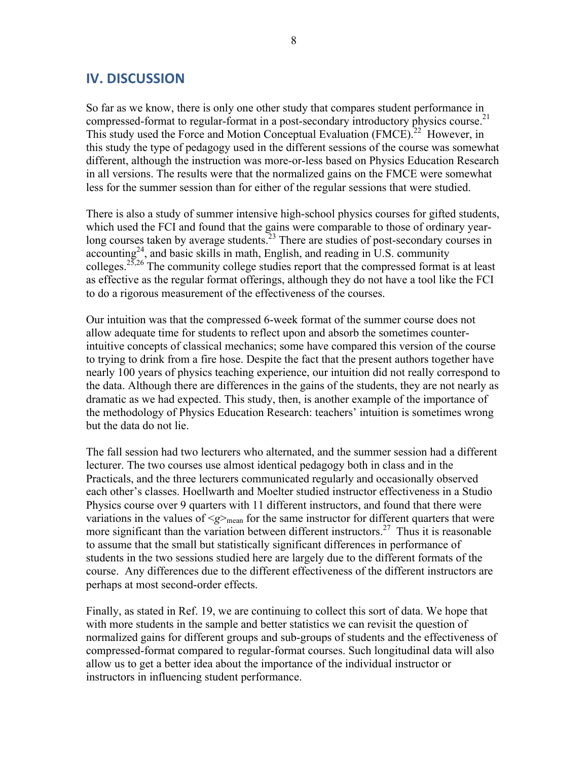## IV. DISCUSSION

So far as we know, there is only one other study that compares student performance in compressed-format to regular-format in a post-secondary introductory physics course.[21] This study used the Force and Motion Conceptual Evaluation (FMCE).[22] However, in this study the type of pedagogy used in the different sessions of the course was somewhat different, although the instruction was more-or-less based on Physics Education Research in all versions. The results were that the normalized gains on the FMCE were somewhat less for the summer session than for either of the regular sessions that were studied.

There is also a study of summer intensive high-school physics courses for gifted students, which used the FCI and found that the gains were comparable to those of ordinary year-long courses taken by average students.[23] There are studies of post-secondary courses in accounting[24], and basic skills in math, English, and reading in U.S. community colleges.[25,26] The community college studies report that the compressed format is at least as effective as the regular format offerings, although they do not have a tool like the FCI to do a rigorous measurement of the effectiveness of the courses.

Our intuition was that the compressed 6-week format of the summer course does not allow adequate time for students to reflect upon and absorb the sometimes counter-intuitive concepts of classical mechanics; some have compared this version of the course to trying to drink from a fire hose. Despite the fact that the present authors together have nearly 100 years of physics teaching experience, our intuition did not really correspond to the data. Although there are differences in the gains of the students, they are not nearly as dramatic as we had expected. This study, then, is another example of the importance of the methodology of Physics Education Research: teachers' intuition is sometimes wrong but the data do not lie.

The fall session had two lecturers who alternated, and the summer session had a different lecturer. The two courses use almost identical pedagogy both in class and in the Practicals, and the three lecturers communicated regularly and occasionally observed each other's classes. Hoellwarth and Moelter studied instructor effectiveness in a Studio Physics course over 9 quarters with 11 different instructors, and found that there were variations in the values of $\langle g \rangle_{mean}$ for the same instructor for different quarters that were more significant than the variation between different instructors.[27] Thus it is reasonable to assume that the small but statistically significant differences in performance of students in the two sessions studied here are largely due to the different formats of the course. Any differences due to the different effectiveness of the different instructors are perhaps at most second-order effects.

Finally, as stated in Ref. 19, we are continuing to collect this sort of data. We hope that with more students in the sample and better statistics we can revisit the question of normalized gains for different groups and sub-groups of students and the effectiveness of compressed-format compared to regular-format courses. Such longitudinal data will also allow us to get a better idea about the importance of the individual instructor or instructors in influencing student performance.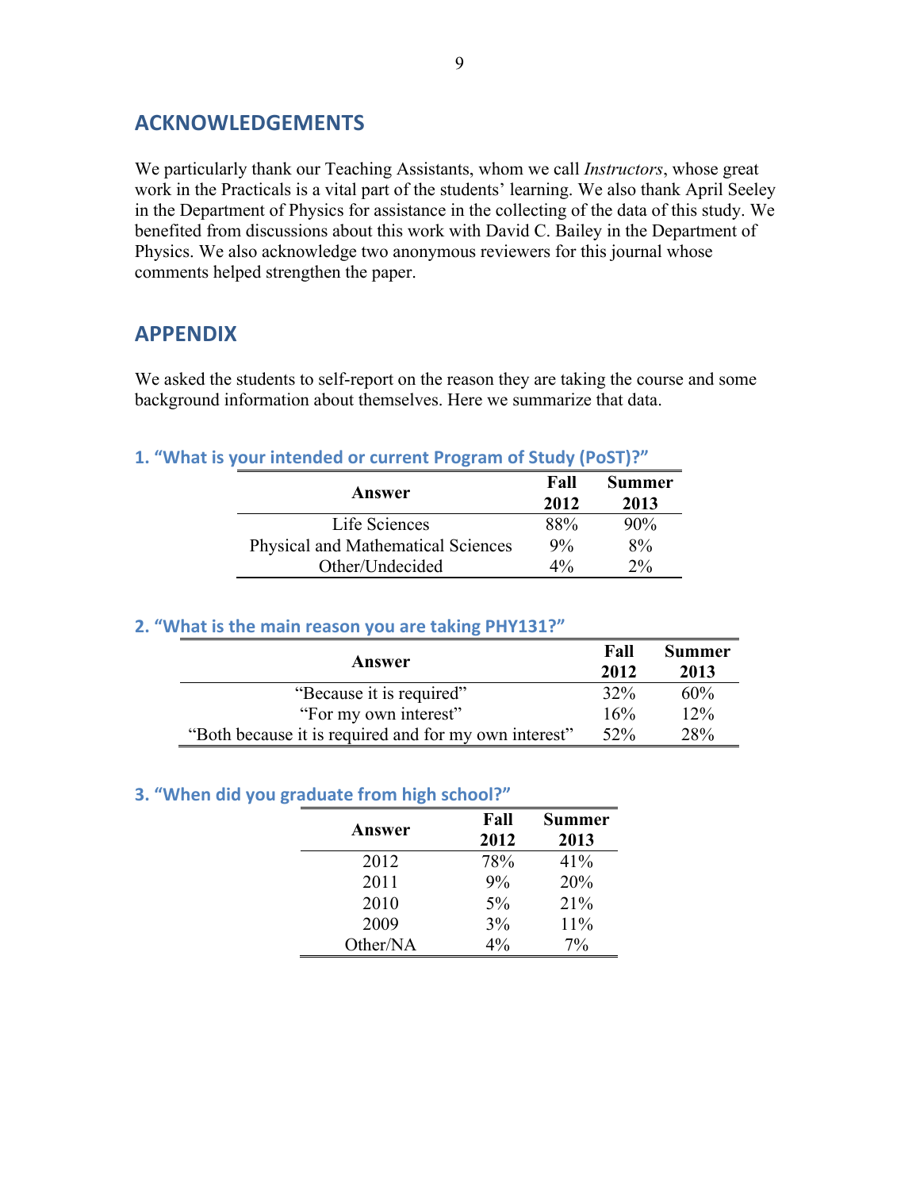## ACKNOWLEDGEMENTS

We particularly thank our Teaching Assistants, whom we call *Instructors*, whose great work in the Practicals is a vital part of the students' learning. We also thank April Seeley in the Department of Physics for assistance in the collecting of the data of this study. We benefited from discussions about this work with David C. Bailey in the Department of Physics. We also acknowledge two anonymous reviewers for this journal whose comments helped strengthen the paper.

## APPENDIX

We asked the students to self-report on the reason they are taking the course and some background information about themselves. Here we summarize that data.

### 1. "What is your intended or current Program of Study (PoST)?"

| Answer | Fall 2012 | Summer 2013 |
|---|---|---|
| Life Sciences | 88% | 90% |
| Physical and Mathematical Sciences | 9% | 8% |
| Other/Undecided | 4% | 2% |

### 2. "What is the main reason you are taking PHY131?"

| Answer | Fall 2012 | Summer 2013 |
|---|---|---|
| "Because it is required" | 32% | 60% |
| "For my own interest" | 16% | 12% |
| "Both because it is required and for my own interest" | 52% | 28% |

### 3. "When did you graduate from high school?"

| Answer | Fall 2012 | Summer 2013 |
|---|---|---|
| 2012 | 78% | 41% |
| 2011 | 9% | 20% |
| 2010 | 5% | 21% |
| 2009 | 3% | 11% |
| Other/NA | 4% | 7% |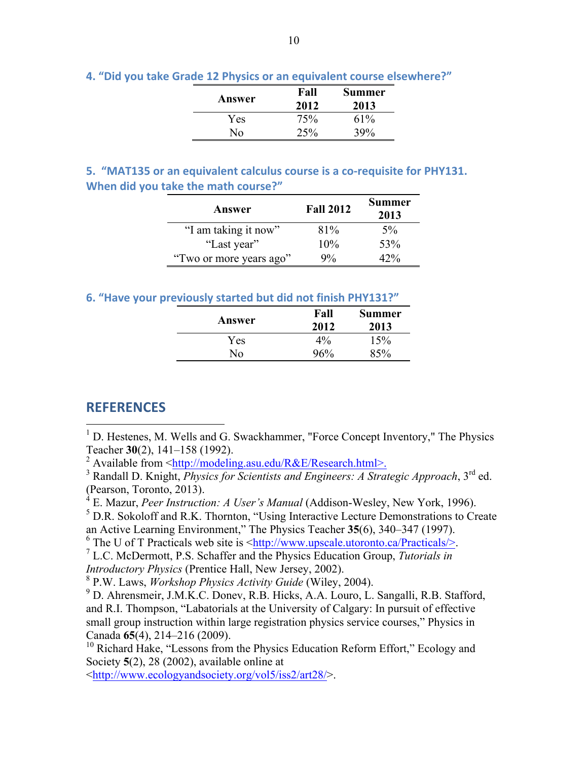### 4. "Did you take Grade 12 Physics or an equivalent course elsewhere?"

| Answer | Fall 2012 | Summer 2013 |
|---|---|---|
| Yes | 75% | 61% |
| No | 25% | 39% |

### 5. "MAT135 or an equivalent calculus course is a co-requisite for PHY131. When did you take the math course?"

| Answer | Fall 2012 | Summer 2013 |
|---|---|---|
| "I am taking it now" | 81% | 5% |
| "Last year" | 10% | 53% |
| "Two or more years ago" | 9% | 42% |

### 6. "Have your previously started but did not finish PHY131?"

| Answer | Fall 2012 | Summer 2013 |
|---|---|---|
| Yes | 4% | 15% |
| No | 96% | 85% |

## REFERENCES

[1] D. Hestenes, M. Wells and G. Swackhammer, "Force Concept Inventory," The Physics Teacher **30**(2), 141–158 (1992).

[2] Available from <http://modeling.asu.edu/R&E/Research.html>.

[3] Randall D. Knight, *Physics for Scientists and Engineers: A Strategic Approach*, 3rd ed. (Pearson, Toronto, 2013).

[4] E. Mazur, *Peer Instruction: A User's Manual* (Addison-Wesley, New York, 1996).

[5] D.R. Sokoloff and R.K. Thornton, "Using Interactive Lecture Demonstrations to Create an Active Learning Environment," The Physics Teacher **35**(6), 340–347 (1997).

[6] The U of T Practicals web site is <http://www.upscale.utoronto.ca/Practicals/>.

[7] L.C. McDermott, P.S. Schaffer and the Physics Education Group, *Tutorials in Introductory Physics* (Prentice Hall, New Jersey, 2002).

[8] P.W. Laws, *Workshop Physics Activity Guide* (Wiley, 2004).

[9] D. Ahrensmeir, J.M.K.C. Donev, R.B. Hicks, A.A. Louro, L. Sangalli, R.B. Stafford, and R.I. Thompson, "Labatorials at the University of Calgary: In pursuit of effective small group instruction within large registration physics service courses," Physics in Canada **65**(4), 214–216 (2009).

[10] Richard Hake, "Lessons from the Physics Education Reform Effort," Ecology and Society **5**(2), 28 (2002), available online at <http://www.ecologyandsociety.org/vol5/iss2/art28/>.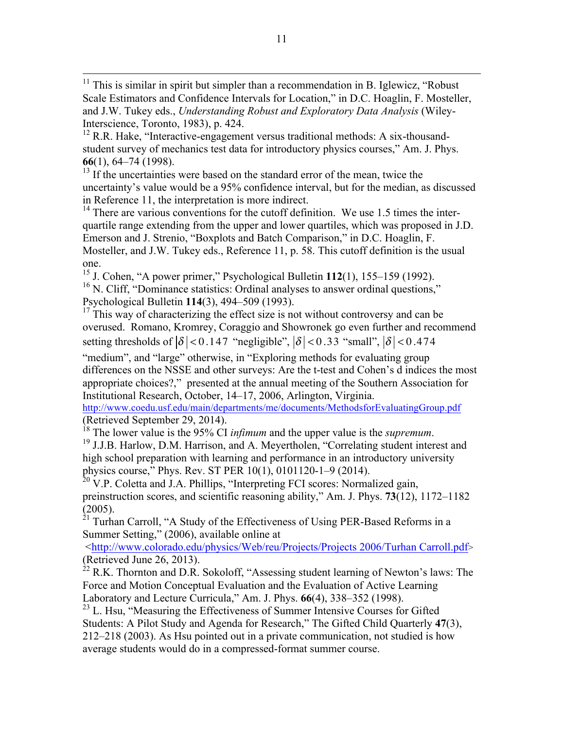[11] This is similar in spirit but simpler than a recommendation in B. Iglewicz, "Robust Scale Estimators and Confidence Intervals for Location," in D.C. Hoaglin, F. Mosteller, and J.W. Tukey eds., *Understanding Robust and Exploratory Data Analysis* (Wiley-Interscience, Toronto, 1983), p. 424.

[12] R.R. Hake, "Interactive-engagement versus traditional methods: A six-thousand-student survey of mechanics test data for introductory physics courses," Am. J. Phys. **66**(1), 64–74 (1998).

[13] If the uncertainties were based on the standard error of the mean, twice the uncertainty's value would be a 95% confidence interval, but for the median, as discussed in Reference 11, the interpretation is more indirect.

[14] There are various conventions for the cutoff definition. We use 1.5 times the inter-quartile range extending from the upper and lower quartiles, which was proposed in J.D. Emerson and J. Strenio, "Boxplots and Batch Comparison," in D.C. Hoaglin, F. Mosteller, and J.W. Tukey eds., Reference 11, p. 58. This cutoff definition is the usual one.

[15] J. Cohen, "A power primer," Psychological Bulletin **112**(1), 155–159 (1992).

[16] N. Cliff, "Dominance statistics: Ordinal analyses to answer ordinal questions," Psychological Bulletin **114**(3), 494–509 (1993).

[17] This way of characterizing the effect size is not without controversy and can be overused. Romano, Kromrey, Coraggio and Showronek go even further and recommend setting thresholds of $|\delta| < 0.147$ "negligible", $|\delta| < 0.33$ "small", $|\delta| < 0.474$ "medium", and "large" otherwise, in "Exploring methods for evaluating group differences on the NSSE and other surveys: Are the t-test and Cohen's d indices the most appropriate choices?," presented at the annual meeting of the Southern Association for Institutional Research, October, 14–17, 2006, Arlington, Virginia. http://www.coedu.usf.edu/main/departments/me/documents/MethodsforEvaluatingGroup.pdf (Retrieved September 29, 2014).

[18] The lower value is the 95% CI *infimum* and the upper value is the *supremum*.

[19] J.J.B. Harlow, D.M. Harrison, and A. Meyertholen, "Correlating student interest and high school preparation with learning and performance in an introductory university physics course," Phys. Rev. ST PER 10(1), 0101120-1–9 (2014).

[20] V.P. Coletta and J.A. Phillips, "Interpreting FCI scores: Normalized gain, preinstruction scores, and scientific reasoning ability," Am. J. Phys. **73**(12), 1172–1182 (2005).

[21] Turhan Carroll, "A Study of the Effectiveness of Using PER-Based Reforms in a Summer Setting," (2006), available online at <http://www.colorado.edu/physics/Web/reu/Projects/Projects 2006/Turhan Carroll.pdf> (Retrieved June 26, 2013).

[22] R.K. Thornton and D.R. Sokoloff, "Assessing student learning of Newton's laws: The Force and Motion Conceptual Evaluation and the Evaluation of Active Learning Laboratory and Lecture Curricula," Am. J. Phys. **66**(4), 338–352 (1998).

[23] L. Hsu, "Measuring the Effectiveness of Summer Intensive Courses for Gifted Students: A Pilot Study and Agenda for Research," The Gifted Child Quarterly **47**(3), 212–218 (2003). As Hsu pointed out in a private communication, not studied is how average students would do in a compressed-format summer course.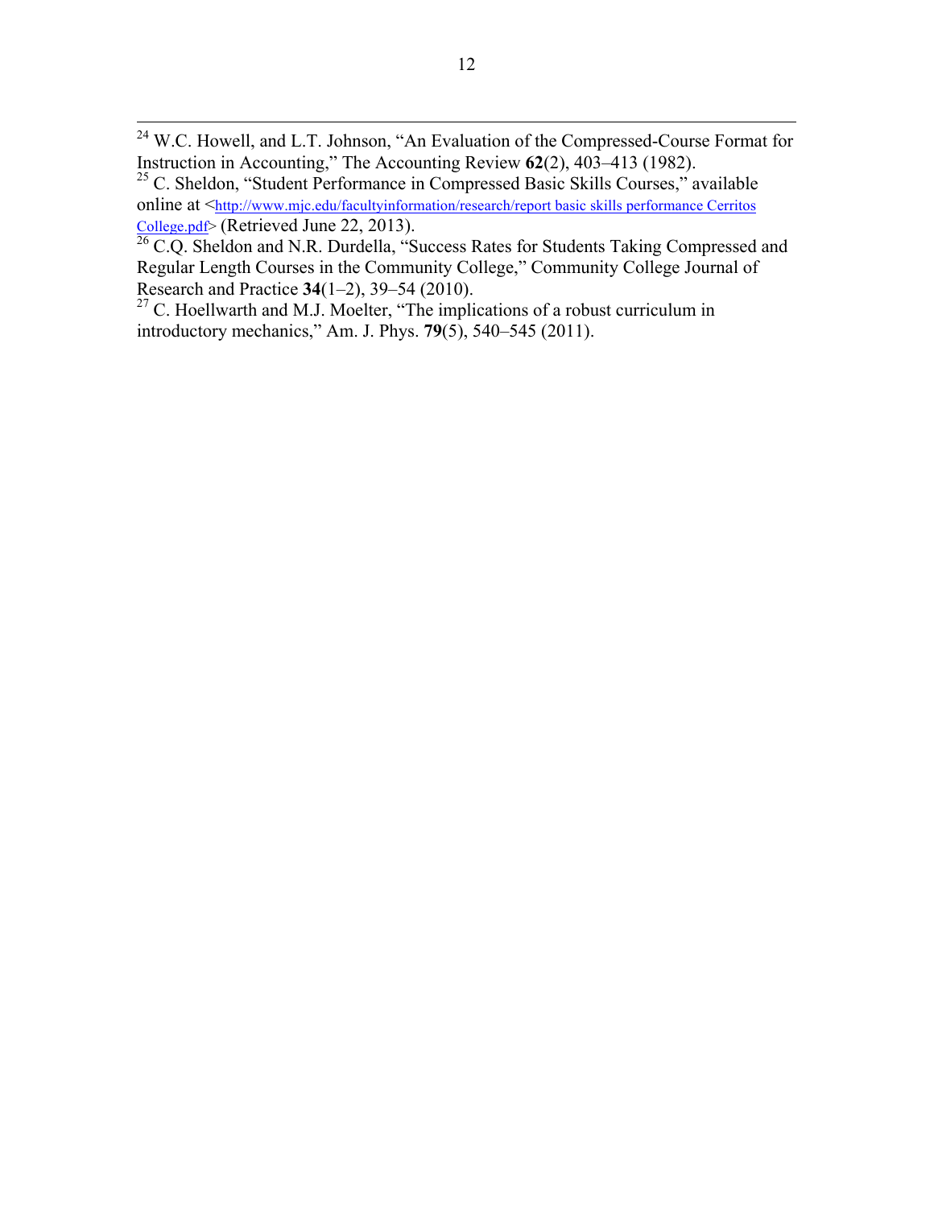[24] W.C. Howell, and L.T. Johnson, "An Evaluation of the Compressed-Course Format for Instruction in Accounting," The Accounting Review **62**(2), 403–413 (1982).

[25] C. Sheldon, "Student Performance in Compressed Basic Skills Courses," available online at <http://www.mjc.edu/facultyinformation/research/report basic skills performance Cerritos College.pdf> (Retrieved June 22, 2013).

[26] C.Q. Sheldon and N.R. Durdella, "Success Rates for Students Taking Compressed and Regular Length Courses in the Community College," Community College Journal of Research and Practice **34**(1–2), 39–54 (2010).

[27] C. Hoellwarth and M.J. Moelter, "The implications of a robust curriculum in introductory mechanics," Am. J. Phys. **79**(5), 540–545 (2011).